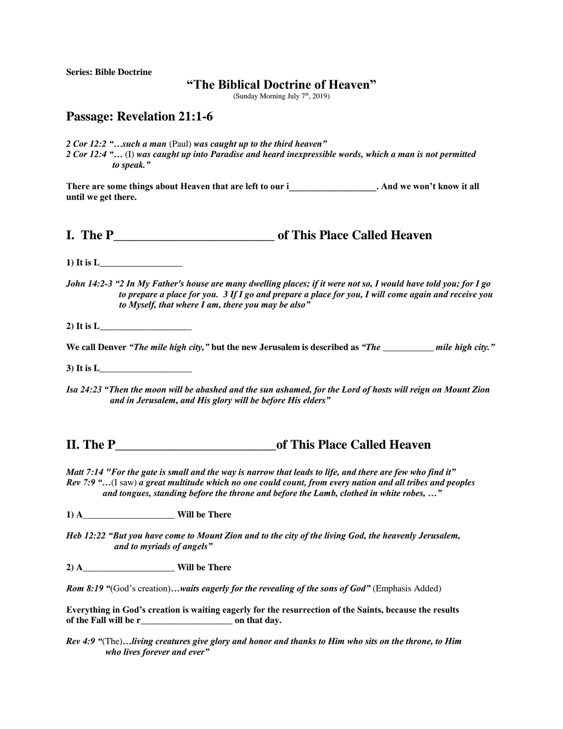**Series: Bible Doctrine**

# "The Biblical Doctrine of Heaven"

(Sunday Morning July 7th, 2019)

## Passage: Revelation 21:1-6

*2 Cor 12:2 "…such a man* (Paul) ***was caught up to the third heaven"***
*2 Cor 12:4 "…* (I) ***was caught up into Paradise and heard inexpressible words, which a man is not permitted to speak."***

**There are some things about Heaven that are left to our i__________________. And we won't know it all until we get there.**

## I. The P_________________________ of This Place Called Heaven

**1) It is L__________________**

***John 14:2-3 "2 In My Father's house are many dwelling places; if it were not so, I would have told you; for I go to prepare a place for you. 3 If I go and prepare a place for you, I will come again and receive you to Myself, that where I am, there you may be also"***

**2) It is L____________________**

**We call Denver *"The mile high city,"* but the new Jerusalem is described as *"The ___________ mile high city."***

**3) It is L____________________**

***Isa 24:23 "Then the moon will be abashed and the sun ashamed, for the Lord of hosts will reign on Mount Zion and in Jerusalem, and His glory will be before His elders"***

## II. The P_________________________of This Place Called Heaven

***Matt 7:14 "For the gate is small and the way is narrow that leads to life, and there are few who find it"***
***Rev 7:9 "…*(I saw) *a great multitude which no one could count, from every nation and all tribes and peoples and tongues, standing before the throne and before the Lamb, clothed in white robes, …"***

**1) A____________________ Will be There**

***Heb 12:22 "But you have come to Mount Zion and to the city of the living God, the heavenly Jerusalem, and to myriads of angels"***

**2) A____________________ Will be There**

***Rom 8:19 "***(God's creation)***…waits eagerly for the revealing of the sons of God"*** (Emphasis Added)

**Everything in God's creation is waiting eagerly for the resurrection of the Saints, because the results of the Fall will be r____________________ on that day.**

***Rev 4:9 "***(The)***…living creatures give glory and honor and thanks to Him who sits on the throne, to Him who lives forever and ever"***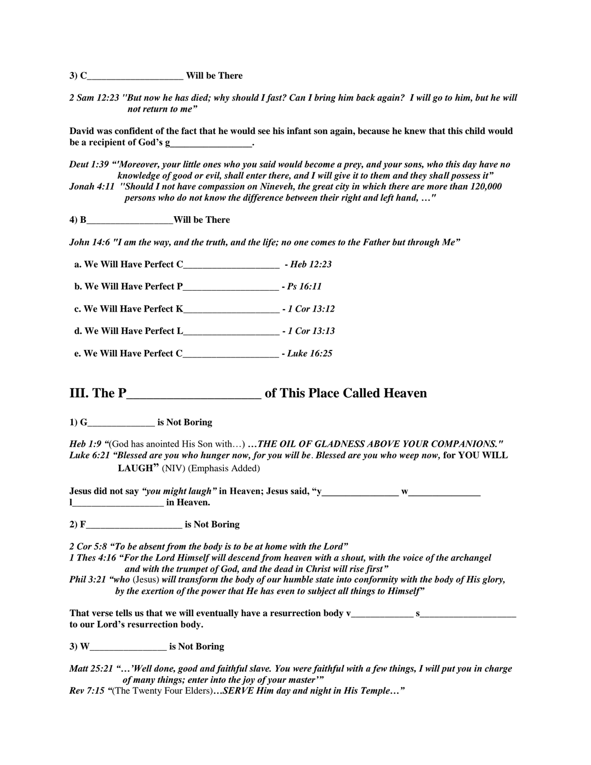**3) C____________________ Will be There**

*2 Sam 12:23 "But now he has died; why should I fast? Can I bring him back again? I will go to him, but he will not return to me"*

**David was confident of the fact that he would see his infant son again, because he knew that this child would be a recipient of God's g_________________.**

*Deut 1:39 "'Moreover, your little ones who you said would become a prey, and your sons, who this day have no knowledge of good or evil, shall enter there, and I will give it to them and they shall possess it"*
*Jonah 4:11 "Should I not have compassion on Nineveh, the great city in which there are more than 120,000 persons who do not know the difference between their right and left hand, …"*

**4) B__________________Will be There**

*John 14:6 "I am the way, and the truth, and the life; no one comes to the Father but through Me"*

**a. We Will Have Perfect C____________________** *- Heb 12:23*

**b. We Will Have Perfect P____________________** *- Ps 16:11*

**c. We Will Have Perfect K____________________** *- 1 Cor 13:12*

**d. We Will Have Perfect L____________________** *- 1 Cor 13:13*

**e. We Will Have Perfect C____________________** *- Luke 16:25*

## III. The P____________________ of This Place Called Heaven

**1) G______________ is Not Boring**

*Heb 1:9* "(God has anointed His Son with…) ***…THE OIL OF GLADNESS ABOVE YOUR COMPANIONS."***
*Luke 6:21 "Blessed are you who hunger now, for you will be. Blessed are you who weep now,* **for YOU WILL LAUGH"** (NIV) (Emphasis Added)

**Jesus did not say** ***"you might laugh"*** **in Heaven; Jesus said, "y________________ w_______________ l___________________ in Heaven.**

**2) F____________________ is Not Boring**

*2 Cor 5:8 "To be absent from the body is to be at home with the Lord"*
*1 Thes 4:16 "For the Lord Himself will descend from heaven with a shout, with the voice of the archangel and with the trumpet of God, and the dead in Christ will rise first"*
*Phil 3:21 "who* (Jesus) *will transform the body of our humble state into conformity with the body of His glory, by the exertion of the power that He has even to subject all things to Himself"*

**That verse tells us that we will eventually have a resurrection body v_____________ s____________________ to our Lord's resurrection body.**

**3) W________________ is Not Boring**

*Matt 25:21 "…'Well done, good and faithful slave. You were faithful with a few things, I will put you in charge of many things; enter into the joy of your master'"*
*Rev 7:15* "(The Twenty Four Elders)***…SERVE Him day and night in His Temple…"***